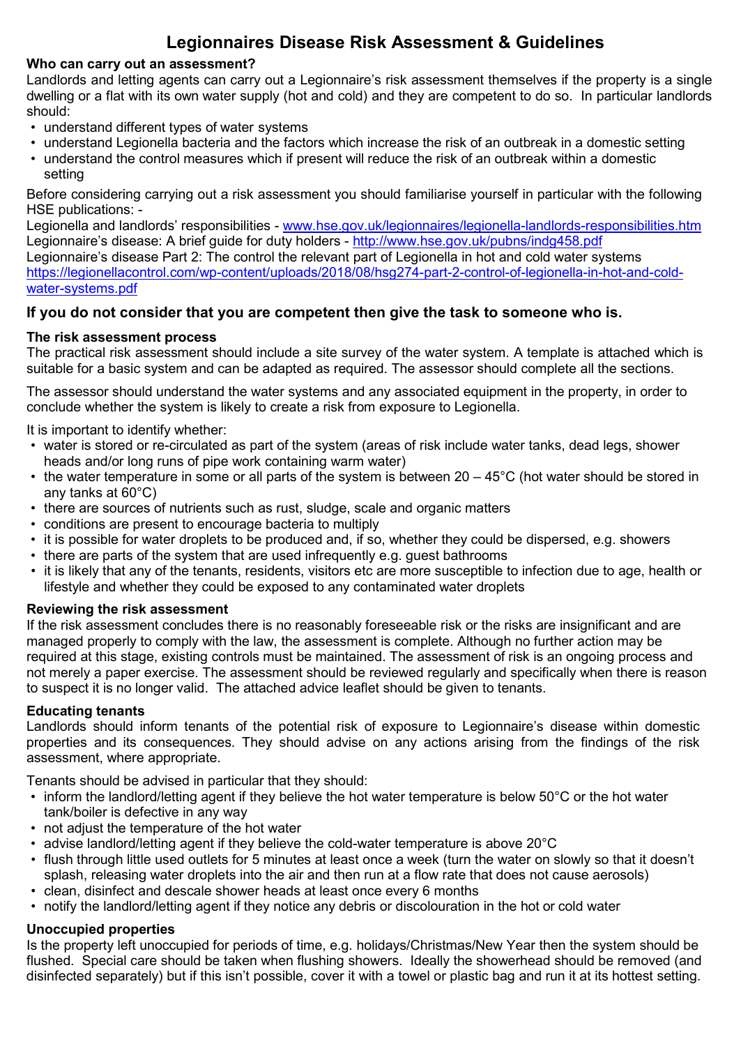# Legionnaires Disease Risk Assessment & Guidelines

### Who can carry out an assessment?

Landlords and letting agents can carry out a Legionnaire's risk assessment themselves if the property is a single dwelling or a flat with its own water supply (hot and cold) and they are competent to do so. In particular landlords should:

- understand different types of water systems
- understand Legionella bacteria and the factors which increase the risk of an outbreak in a domestic setting
- understand the control measures which if present will reduce the risk of an outbreak within a domestic setting

Before considering carrying out a risk assessment you should familiarise yourself in particular with the following HSE publications: -

Legionella and landlords' responsibilities - [www.hse.gov.uk/legionnaires/legionella-landlords-responsibilities.htm](www.hse.gov.uk/legionnaires/legionella-landlords-responsibilities.htm)
Legionnaire's disease: A brief guide for duty holders - [http://www.hse.gov.uk/pubns/indg458.pdf](http://www.hse.gov.uk/pubns/indg458.pdf)
Legionnaire's disease Part 2: The control the relevant part of Legionella in hot and cold water systems [https://legionellacontrol.com/wp-content/uploads/2018/08/hsg274-part-2-control-of-legionella-in-hot-and-cold-water-systems.pdf](https://legionellacontrol.com/wp-content/uploads/2018/08/hsg274-part-2-control-of-legionella-in-hot-and-cold-water-systems.pdf)

## If you do not consider that you are competent then give the task to someone who is.

### The risk assessment process

The practical risk assessment should include a site survey of the water system. A template is attached which is suitable for a basic system and can be adapted as required. The assessor should complete all the sections.

The assessor should understand the water systems and any associated equipment in the property, in order to conclude whether the system is likely to create a risk from exposure to Legionella.

It is important to identify whether:

- water is stored or re-circulated as part of the system (areas of risk include water tanks, dead legs, shower heads and/or long runs of pipe work containing warm water)
- the water temperature in some or all parts of the system is between 20 – 45°C (hot water should be stored in any tanks at 60°C)
- there are sources of nutrients such as rust, sludge, scale and organic matters
- conditions are present to encourage bacteria to multiply
- it is possible for water droplets to be produced and, if so, whether they could be dispersed, e.g. showers
- there are parts of the system that are used infrequently e.g. guest bathrooms
- it is likely that any of the tenants, residents, visitors etc are more susceptible to infection due to age, health or lifestyle and whether they could be exposed to any contaminated water droplets

### Reviewing the risk assessment

If the risk assessment concludes there is no reasonably foreseeable risk or the risks are insignificant and are managed properly to comply with the law, the assessment is complete. Although no further action may be required at this stage, existing controls must be maintained. The assessment of risk is an ongoing process and not merely a paper exercise. The assessment should be reviewed regularly and specifically when there is reason to suspect it is no longer valid. The attached advice leaflet should be given to tenants.

### Educating tenants

Landlords should inform tenants of the potential risk of exposure to Legionnaire's disease within domestic properties and its consequences. They should advise on any actions arising from the findings of the risk assessment, where appropriate.

Tenants should be advised in particular that they should:

- inform the landlord/letting agent if they believe the hot water temperature is below 50°C or the hot water tank/boiler is defective in any way
- not adjust the temperature of the hot water
- advise landlord/letting agent if they believe the cold-water temperature is above 20°C
- flush through little used outlets for 5 minutes at least once a week (turn the water on slowly so that it doesn't splash, releasing water droplets into the air and then run at a flow rate that does not cause aerosols)
- clean, disinfect and descale shower heads at least once every 6 months
- notify the landlord/letting agent if they notice any debris or discolouration in the hot or cold water

### Unoccupied properties

Is the property left unoccupied for periods of time, e.g. holidays/Christmas/New Year then the system should be flushed. Special care should be taken when flushing showers. Ideally the showerhead should be removed (and disinfected separately) but if this isn't possible, cover it with a towel or plastic bag and run it at its hottest setting.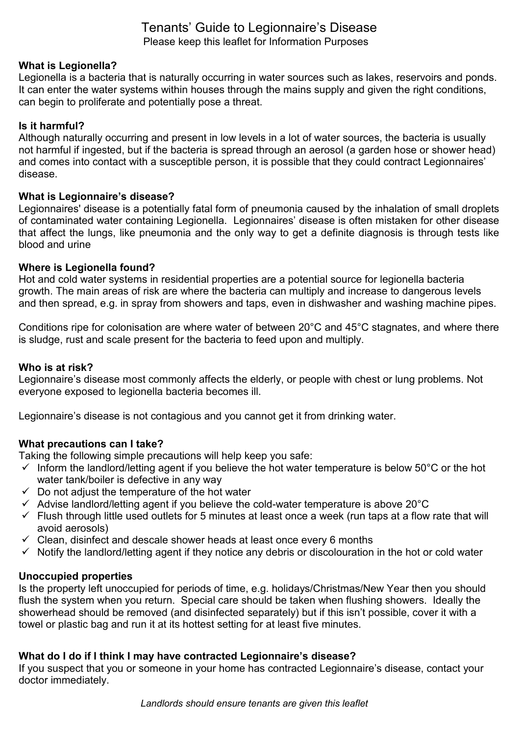# Tenants' Guide to Legionnaire's Disease

Please keep this leaflet for Information Purposes

**What is Legionella?**

Legionella is a bacteria that is naturally occurring in water sources such as lakes, reservoirs and ponds. It can enter the water systems within houses through the mains supply and given the right conditions, can begin to proliferate and potentially pose a threat.

**Is it harmful?**

Although naturally occurring and present in low levels in a lot of water sources, the bacteria is usually not harmful if ingested, but if the bacteria is spread through an aerosol (a garden hose or shower head) and comes into contact with a susceptible person, it is possible that they could contract Legionnaires' disease.

**What is Legionnaire's disease?**

Legionnaires' disease is a potentially fatal form of pneumonia caused by the inhalation of small droplets of contaminated water containing Legionella. Legionnaires' disease is often mistaken for other disease that affect the lungs, like pneumonia and the only way to get a definite diagnosis is through tests like blood and urine

**Where is Legionella found?**

Hot and cold water systems in residential properties are a potential source for legionella bacteria growth. The main areas of risk are where the bacteria can multiply and increase to dangerous levels and then spread, e.g. in spray from showers and taps, even in dishwasher and washing machine pipes.

Conditions ripe for colonisation are where water of between 20°C and 45°C stagnates, and where there is sludge, rust and scale present for the bacteria to feed upon and multiply.

**Who is at risk?**

Legionnaire's disease most commonly affects the elderly, or people with chest or lung problems. Not everyone exposed to legionella bacteria becomes ill.

Legionnaire's disease is not contagious and you cannot get it from drinking water.

**What precautions can I take?**

Taking the following simple precautions will help keep you safe:

- ✓ Inform the landlord/letting agent if you believe the hot water temperature is below 50°C or the hot water tank/boiler is defective in any way
- ✓ Do not adjust the temperature of the hot water
- ✓ Advise landlord/letting agent if you believe the cold-water temperature is above 20°C
- ✓ Flush through little used outlets for 5 minutes at least once a week (run taps at a flow rate that will avoid aerosols)
- ✓ Clean, disinfect and descale shower heads at least once every 6 months
- ✓ Notify the landlord/letting agent if they notice any debris or discolouration in the hot or cold water

**Unoccupied properties**

Is the property left unoccupied for periods of time, e.g. holidays/Christmas/New Year then you should flush the system when you return. Special care should be taken when flushing showers. Ideally the showerhead should be removed (and disinfected separately) but if this isn't possible, cover it with a towel or plastic bag and run it at its hottest setting for at least five minutes.

**What do I do if I think I may have contracted Legionnaire's disease?**

If you suspect that you or someone in your home has contracted Legionnaire's disease, contact your doctor immediately.

*Landlords should ensure tenants are given this leaflet*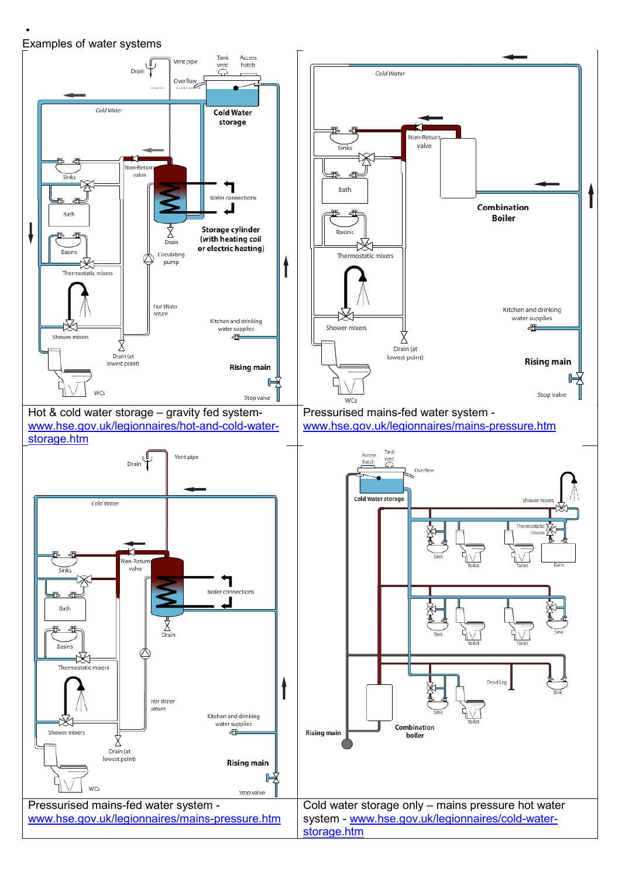Examples of water systems

| | |
|---|---|
| Hot & cold water storage – gravity fed system- www.hse.gov.uk/legionnaires/hot-and-cold-water-storage.htm | Pressurised mains-fed water system - www.hse.gov.uk/legionnaires/mains-pressure.htm |
| Pressurised mains-fed water system - www.hse.gov.uk/legionnaires/mains-pressure.htm | Cold water storage only – mains pressure hot water system - www.hse.gov.uk/legionnaires/cold-water-storage.htm |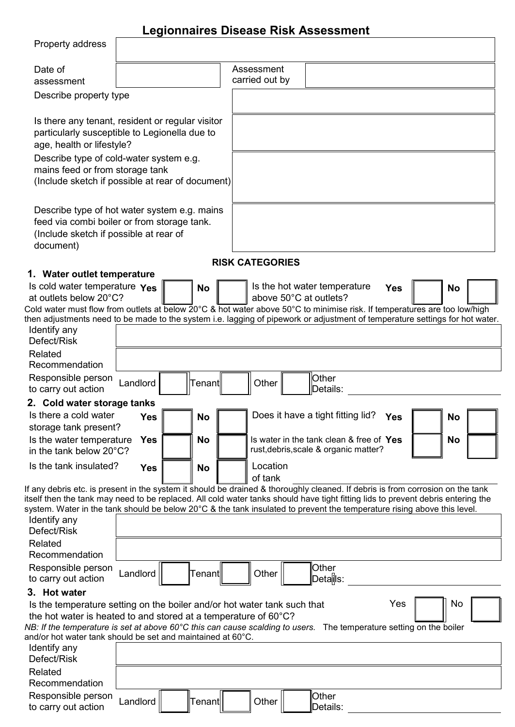# Legionnaires Disease Risk Assessment

| | | | |
|---|---|---|---|
| Property address | | | |
| Date of assessment | | Assessment carried out by | |
| Describe property type | | | |
| Is there any tenant, resident or regular visitor particularly susceptible to Legionella due to age, health or lifestyle? | | | |
| Describe type of cold-water system e.g. mains feed or from storage tank (Include sketch if possible at rear of document) | | | |
| Describe type of hot water system e.g. mains feed via combi boiler or from storage tank. (Include sketch if possible at rear of document) | | | |

## RISK CATEGORIES

### 1. Water outlet temperature

| | Yes | No | | Yes | No |
|---|---|---|---|---|---|
| Is cold water temperature at outlets below 20°C? | | | Is the hot water temperature above 50°C at outlets? | | |

Cold water must flow from outlets at below 20°C & hot water above 50°C to minimise risk. If temperatures are too low/high then adjustments need to be made to the system i.e. lagging of pipework or adjustment of temperature settings for hot water.

| | | | | | | | |
|---|---|---|---|---|---|---|---|
| Identify any Defect/Risk | | | | | | | |
| Related Recommendation | | | | | | | |
| Responsible person to carry out action | Landlord | | Tenant | | Other | | Other Details: |

### 2. Cold water storage tanks

| | Yes | No | | Yes | No |
|---|---|---|---|---|---|
| Is there a cold water storage tank present? | | | Does it have a tight fitting lid? | | |
| Is the water temperature in the tank below 20°C? | | | Is water in the tank clean & free of rust,debris,scale & organic matter? | | |
| Is the tank insulated? | | | Location of tank | | |

If any debris etc. is present in the system it should be drained & thoroughly cleaned. If debris is from corrosion on the tank itself then the tank may need to be replaced. All cold water tanks should have tight fitting lids to prevent debris entering the system. Water in the tank should be below 20°C & the tank insulated to prevent the temperature rising above this level.

| | | | | | | | |
|---|---|---|---|---|---|---|---|
| Identify any Defect/Risk | | | | | | | |
| Related Recommendation | | | | | | | |
| Responsible person to carry out action | Landlord | | Tenant | | Other | | Other Details: |

### 3. Hot water

| | Yes | No |
|---|---|---|
| Is the temperature setting on the boiler and/or hot water tank such that the hot water is heated to and stored at a temperature of 60°C? | | |

*NB: If the temperature is set at above 60°C this can cause scalding to users.* The temperature setting on the boiler and/or hot water tank should be set and maintained at 60°C.

| | | | | | | | |
|---|---|---|---|---|---|---|---|
| Identify any Defect/Risk | | | | | | | |
| Related Recommendation | | | | | | | |
| Responsible person to carry out action | Landlord | | Tenant | | Other | | Other Details: |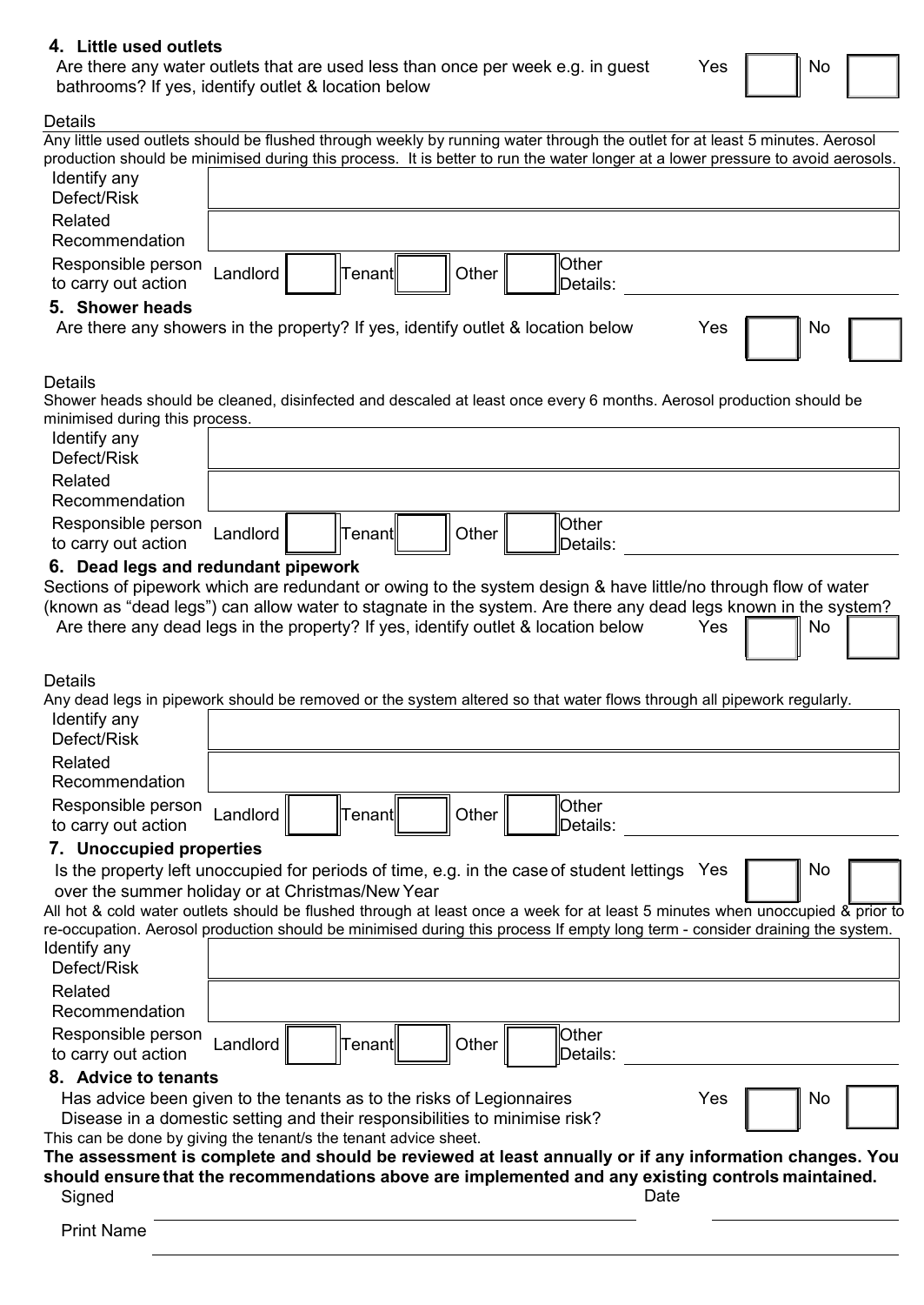## 4. Little used outlets

Are there any water outlets that are used less than once per week e.g. in guest bathrooms? If yes, identify outlet & location below

Yes ☐ No ☐

Details

Any little used outlets should be flushed through weekly by running water through the outlet for at least 5 minutes. Aerosol production should be minimised during this process. It is better to run the water longer at a lower pressure to avoid aerosols.

| Identify any Defect/Risk | |
|---|---|
| Related Recommendation | |

Responsible person to carry out action: Landlord ☐ Tenant ☐ Other ☐ Other Details: ______

## 5. Shower heads

Are there any showers in the property? If yes, identify outlet & location below

Yes ☐ No ☐

Details

Shower heads should be cleaned, disinfected and descaled at least once every 6 months. Aerosol production should be minimised during this process.

| Identify any Defect/Risk | |
|---|---|
| Related Recommendation | |

Responsible person to carry out action: Landlord ☐ Tenant ☐ Other ☐ Other Details: ______

## 6. Dead legs and redundant pipework

Sections of pipework which are redundant or owing to the system design & have little/no through flow of water (known as "dead legs") can allow water to stagnate in the system. Are there any dead legs known in the system?

Are there any dead legs in the property? If yes, identify outlet & location below

Yes ☐ No ☐

Details

Any dead legs in pipework should be removed or the system altered so that water flows through all pipework regularly.

| Identify any Defect/Risk | |
|---|---|
| Related Recommendation | |

Responsible person to carry out action: Landlord ☐ Tenant ☐ Other ☐ Other Details: ______

## 7. Unoccupied properties

Is the property left unoccupied for periods of time, e.g. in the case of student lettings over the summer holiday or at Christmas/New Year

Yes ☐ No ☐

All hot & cold water outlets should be flushed through at least once a week for at least 5 minutes when unoccupied & prior to re-occupation. Aerosol production should be minimised during this process If empty long term - consider draining the system.

| Identify any Defect/Risk | |
|---|---|
| Related Recommendation | |

Responsible person to carry out action: Landlord ☐ Tenant ☐ Other ☐ Other Details: ______

## 8. Advice to tenants

Has advice been given to the tenants as to the risks of Legionnaires Disease in a domestic setting and their responsibilities to minimise risk?

Yes ☐ No ☐

This can be done by giving the tenant/s the tenant advice sheet.

**The assessment is complete and should be reviewed at least annually or if any information changes. You should ensure that the recommendations above are implemented and any existing controls maintained.**

Signed ______________________ Date ______________

Print Name ______________________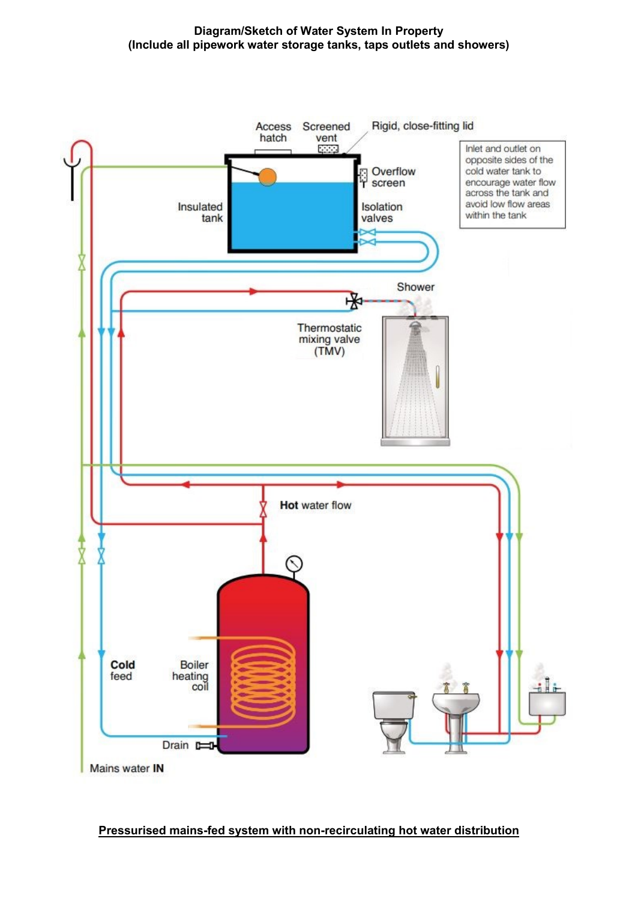**Diagram/Sketch of Water System In Property**
**(Include all pipework water storage tanks, taps outlets and showers)**

Access hatch

Screened vent

Rigid, close-fitting lid

Inlet and outlet on opposite sides of the cold water tank to encourage water flow across the tank and avoid low flow areas within the tank

Overflow screen

Insulated tank

Isolation valves

Shower

Thermostatic mixing valve (TMV)

**Hot** water flow

**Cold** feed

Boiler heating coil

Drain

Mains water **IN**

**Pressurised mains-fed system with non-recirculating hot water distribution**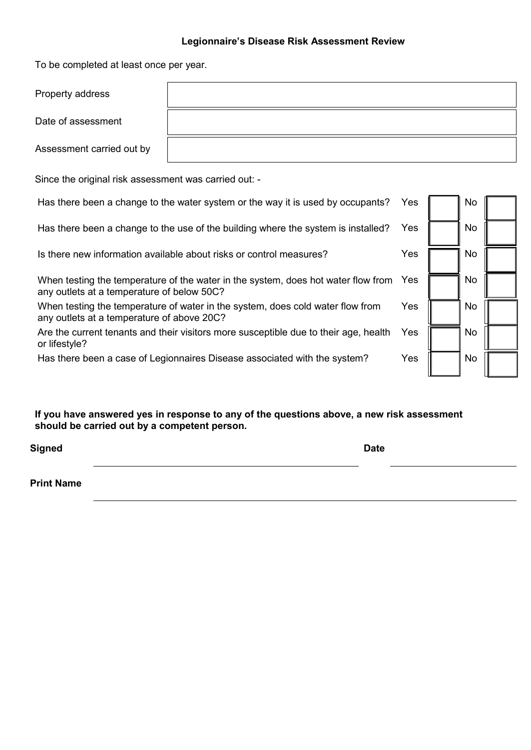**Legionnaire's Disease Risk Assessment Review**

To be completed at least once per year.

| | |
|---|---|
| Property address | |
| Date of assessment | |
| Assessment carried out by | |

Since the original risk assessment was carried out: -

| | | | | |
|---|---|---|---|---|
| Has there been a change to the water system or the way it is used by occupants? | Yes | | No | |
| Has there been a change to the use of the building where the system is installed? | Yes | | No | |
| Is there new information available about risks or control measures? | Yes | | No | |
| When testing the temperature of the water in the system, does hot water flow from any outlets at a temperature of below 50C? | Yes | | No | |
| When testing the temperature of water in the system, does cold water flow from any outlets at a temperature of above 20C? | Yes | | No | |
| Are the current tenants and their visitors more susceptible due to their age, health or lifestyle? | Yes | | No | |
| Has there been a case of Legionnaires Disease associated with the system? | Yes | | No | |

**If you have answered yes in response to any of the questions above, a new risk assessment should be carried out by a competent person.**

**Signed** ______________________________ **Date** ____________________

**Print Name** ______________________________